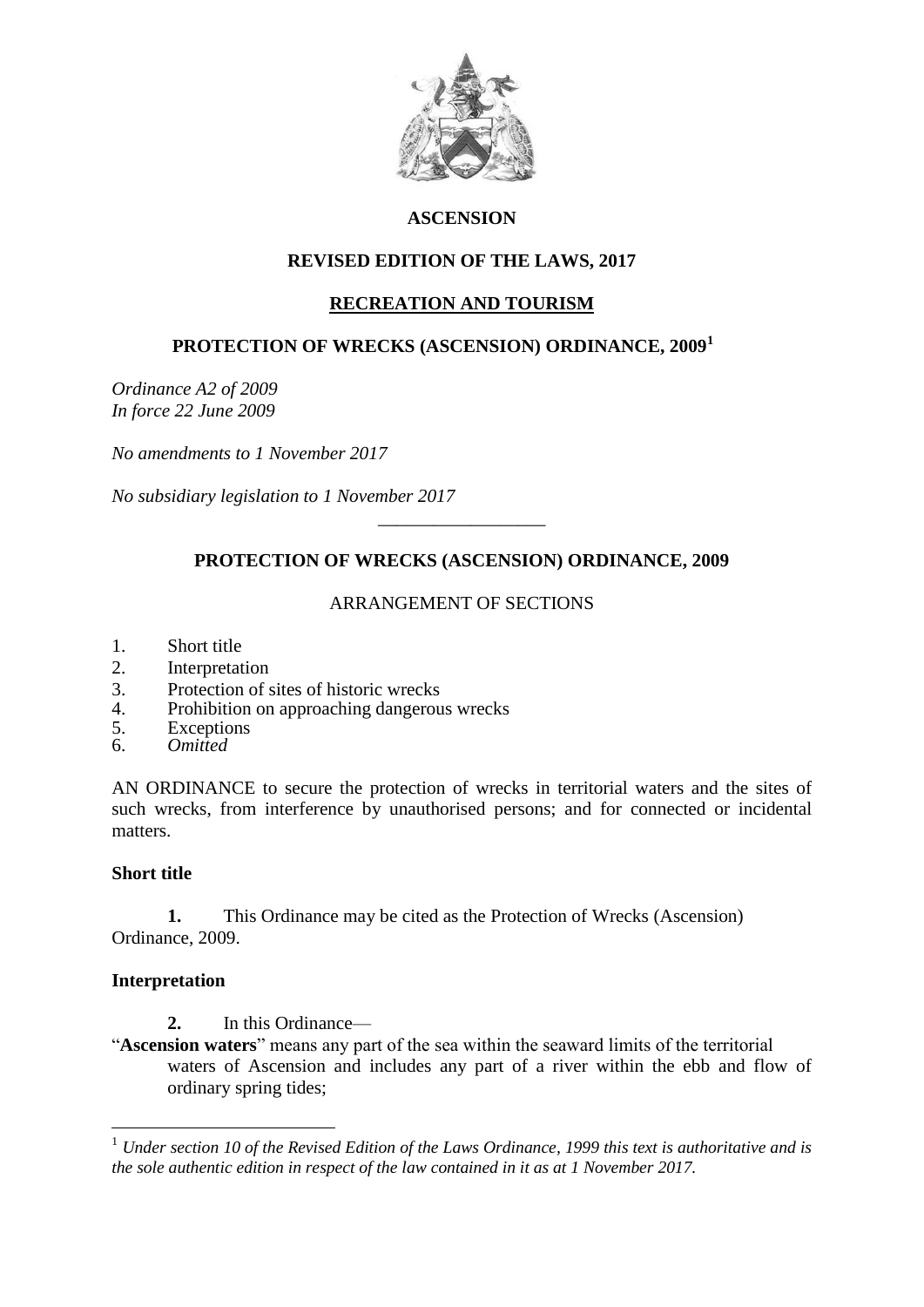**ASCENSION**

**REVISED EDITION OF THE LAWS, 2017**

**RECREATION AND TOURISM**

# PROTECTION OF WRECKS (ASCENSION) ORDINANCE, 2009[1]

*Ordinance A2 of 2009*
*In force 22 June 2009*

*No amendments to 1 November 2017*

*No subsidiary legislation to 1 November 2017*

---

## PROTECTION OF WRECKS (ASCENSION) ORDINANCE, 2009

ARRANGEMENT OF SECTIONS

1. Short title
2. Interpretation
3. Protection of sites of historic wrecks
4. Prohibition on approaching dangerous wrecks
5. Exceptions
6. *Omitted*

AN ORDINANCE to secure the protection of wrecks in territorial waters and the sites of such wrecks, from interference by unauthorised persons; and for connected or incidental matters.

### Short title

**1.** This Ordinance may be cited as the Protection of Wrecks (Ascension) Ordinance, 2009.

### Interpretation

**2.** In this Ordinance—

"**Ascension waters**" means any part of the sea within the seaward limits of the territorial waters of Ascension and includes any part of a river within the ebb and flow of ordinary spring tides;

[1] *Under section 10 of the Revised Edition of the Laws Ordinance, 1999 this text is authoritative and is the sole authentic edition in respect of the law contained in it as at 1 November 2017.*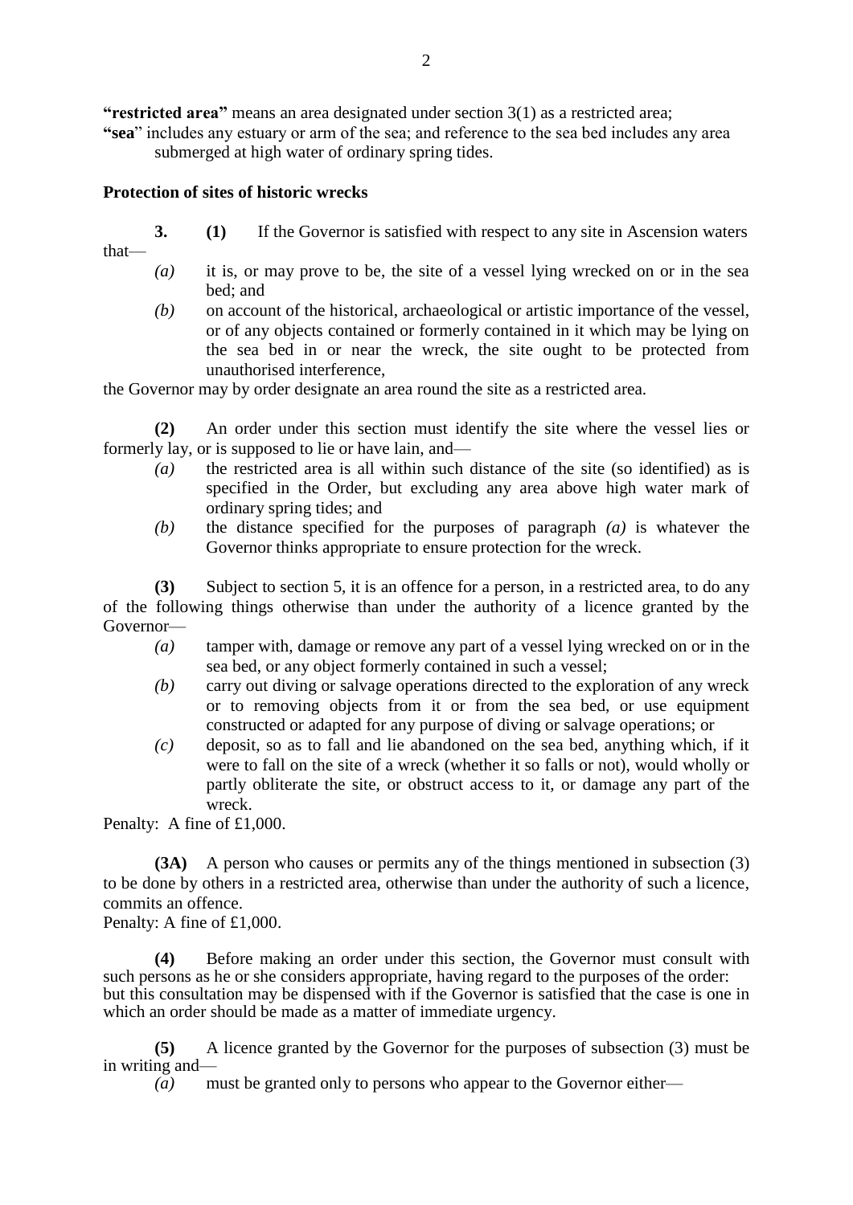**"restricted area"** means an area designated under section 3(1) as a restricted area;

**"sea"** includes any estuary or arm of the sea; and reference to the sea bed includes any area submerged at high water of ordinary spring tides.

**Protection of sites of historic wrecks**

**3.** **(1)** If the Governor is satisfied with respect to any site in Ascension waters that—

*(a)* it is, or may prove to be, the site of a vessel lying wrecked on or in the sea bed; and

*(b)* on account of the historical, archaeological or artistic importance of the vessel, or of any objects contained or formerly contained in it which may be lying on the sea bed in or near the wreck, the site ought to be protected from unauthorised interference,

the Governor may by order designate an area round the site as a restricted area.

**(2)** An order under this section must identify the site where the vessel lies or formerly lay, or is supposed to lie or have lain, and—

*(a)* the restricted area is all within such distance of the site (so identified) as is specified in the Order, but excluding any area above high water mark of ordinary spring tides; and

*(b)* the distance specified for the purposes of paragraph *(a)* is whatever the Governor thinks appropriate to ensure protection for the wreck.

**(3)** Subject to section 5, it is an offence for a person, in a restricted area, to do any of the following things otherwise than under the authority of a licence granted by the Governor—

*(a)* tamper with, damage or remove any part of a vessel lying wrecked on or in the sea bed, or any object formerly contained in such a vessel;

*(b)* carry out diving or salvage operations directed to the exploration of any wreck or to removing objects from it or from the sea bed, or use equipment constructed or adapted for any purpose of diving or salvage operations; or

*(c)* deposit, so as to fall and lie abandoned on the sea bed, anything which, if it were to fall on the site of a wreck (whether it so falls or not), would wholly or partly obliterate the site, or obstruct access to it, or damage any part of the wreck.

Penalty: A fine of £1,000.

**(3A)** A person who causes or permits any of the things mentioned in subsection (3) to be done by others in a restricted area, otherwise than under the authority of such a licence, commits an offence.

Penalty: A fine of £1,000.

**(4)** Before making an order under this section, the Governor must consult with such persons as he or she considers appropriate, having regard to the purposes of the order: but this consultation may be dispensed with if the Governor is satisfied that the case is one in which an order should be made as a matter of immediate urgency.

**(5)** A licence granted by the Governor for the purposes of subsection (3) must be in writing and—

*(a)* must be granted only to persons who appear to the Governor either—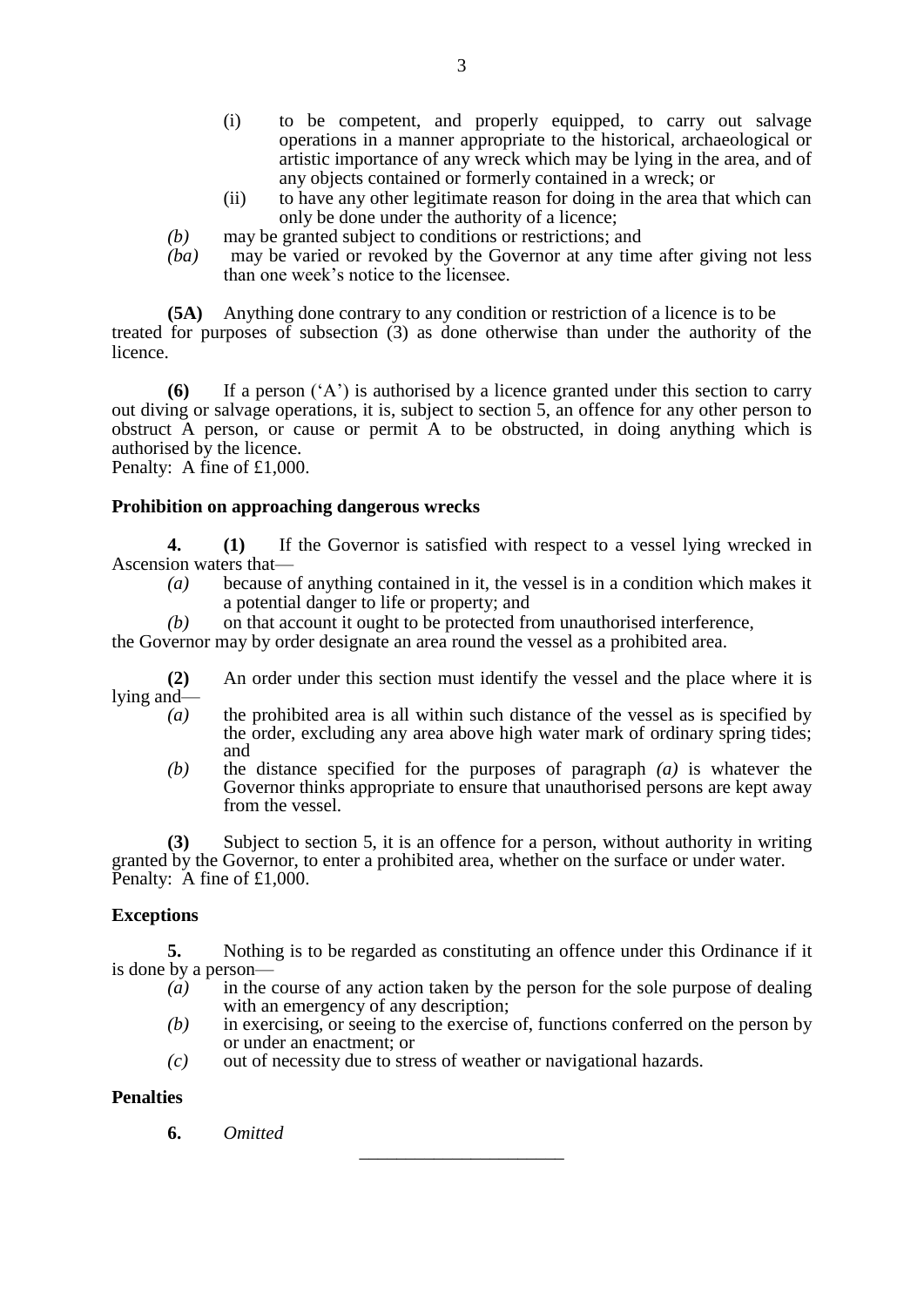(i) to be competent, and properly equipped, to carry out salvage operations in a manner appropriate to the historical, archaeological or artistic importance of any wreck which may be lying in the area, and of any objects contained or formerly contained in a wreck; or

(ii) to have any other legitimate reason for doing in the area that which can only be done under the authority of a licence;

*(b)* may be granted subject to conditions or restrictions; and

*(ba)* may be varied or revoked by the Governor at any time after giving not less than one week's notice to the licensee.

**(5A)** Anything done contrary to any condition or restriction of a licence is to be treated for purposes of subsection (3) as done otherwise than under the authority of the licence.

**(6)** If a person ('A') is authorised by a licence granted under this section to carry out diving or salvage operations, it is, subject to section 5, an offence for any other person to obstruct A person, or cause or permit A to be obstructed, in doing anything which is authorised by the licence.
Penalty: A fine of £1,000.

**Prohibition on approaching dangerous wrecks**

**4.** **(1)** If the Governor is satisfied with respect to a vessel lying wrecked in Ascension waters that—

*(a)* because of anything contained in it, the vessel is in a condition which makes it a potential danger to life or property; and

*(b)* on that account it ought to be protected from unauthorised interference,

the Governor may by order designate an area round the vessel as a prohibited area.

**(2)** An order under this section must identify the vessel and the place where it is lying and—

*(a)* the prohibited area is all within such distance of the vessel as is specified by the order, excluding any area above high water mark of ordinary spring tides; and

*(b)* the distance specified for the purposes of paragraph *(a)* is whatever the Governor thinks appropriate to ensure that unauthorised persons are kept away from the vessel.

**(3)** Subject to section 5, it is an offence for a person, without authority in writing granted by the Governor, to enter a prohibited area, whether on the surface or under water.
Penalty: A fine of £1,000.

**Exceptions**

**5.** Nothing is to be regarded as constituting an offence under this Ordinance if it is done by a person—

*(a)* in the course of any action taken by the person for the sole purpose of dealing with an emergency of any description;

*(b)* in exercising, or seeing to the exercise of, functions conferred on the person by or under an enactment; or

*(c)* out of necessity due to stress of weather or navigational hazards.

**Penalties**

**6.** *Omitted*

______________________